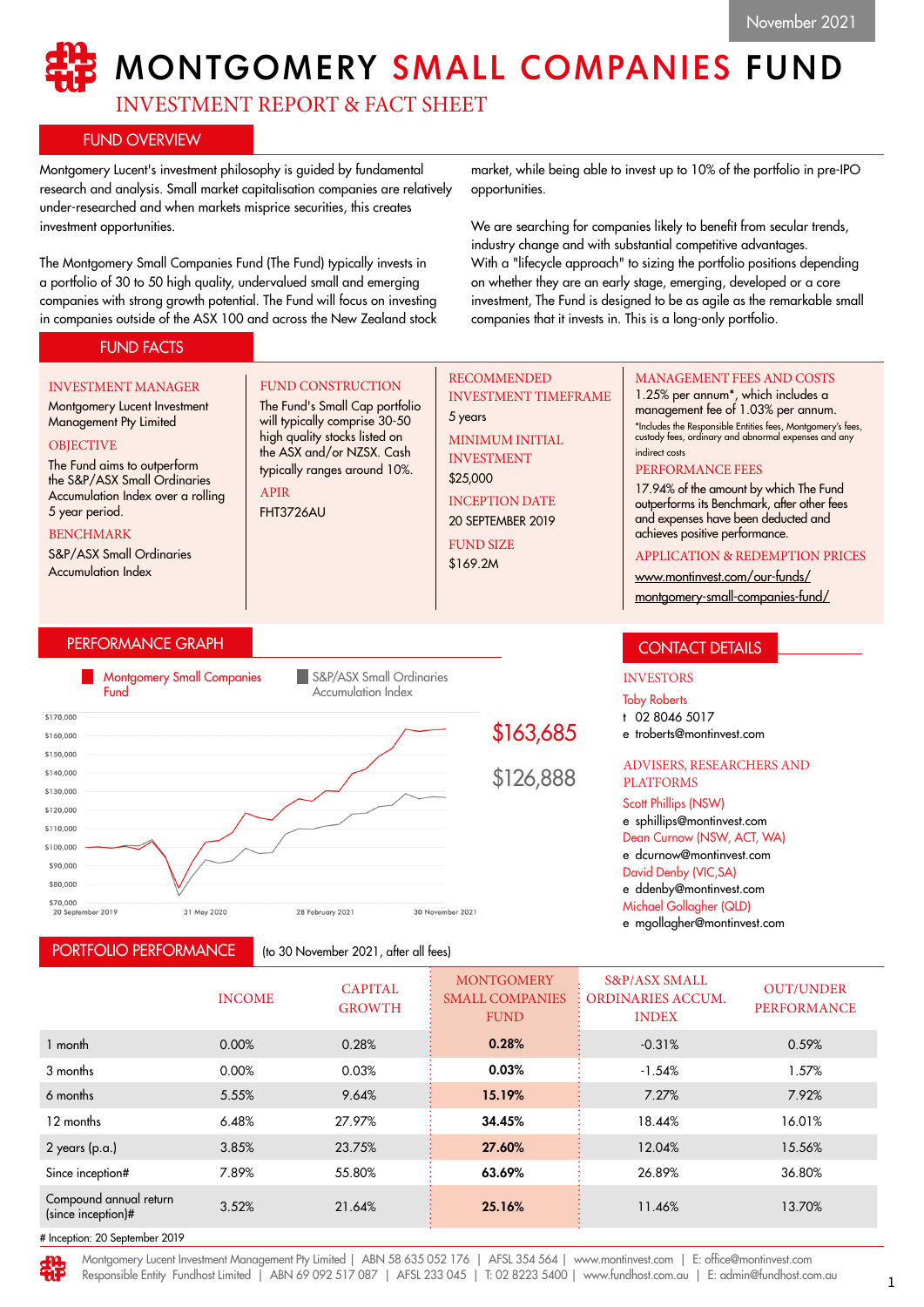November 2021

# MONTGOMERY SMALL COMPANIES FUND

## INVESTMENT REPORT & FACT SHEET

## FUND OVERVIEW

Montgomery Lucent's investment philosophy is guided by fundamental research and analysis. Small market capitalisation companies are relatively under-researched and when markets misprice securities, this creates investment opportunities.

The Montgomery Small Companies Fund (The Fund) typically invests in a portfolio of 30 to 50 high quality, undervalued small and emerging companies with strong growth potential. The Fund will focus on investing in companies outside of the ASX 100 and across the New Zealand stock market, while being able to invest up to 10% of the portfolio in pre-IPO opportunities.

We are searching for companies likely to benefit from secular trends, industry change and with substantial competitive advantages.
With a "lifecycle approach" to sizing the portfolio positions depending on whether they are an early stage, emerging, developed or a core investment, The Fund is designed to be as agile as the remarkable small companies that it invests in. This is a long-only portfolio.

## FUND FACTS

**INVESTMENT MANAGER**
Montgomery Lucent Investment Management Pty Limited

**OBJECTIVE**
The Fund aims to outperform the S&P/ASX Small Ordinaries Accumulation Index over a rolling 5 year period.

**BENCHMARK**
S&P/ASX Small Ordinaries Accumulation Index

**FUND CONSTRUCTION**
The Fund's Small Cap portfolio will typically comprise 30-50 high quality stocks listed on the ASX and/or NZSX. Cash typically ranges around 10%.

**APIR**
FHT3726AU

**RECOMMENDED INVESTMENT TIMEFRAME**
5 years

**MINIMUM INITIAL INVESTMENT**
$25,000

**INCEPTION DATE**
20 SEPTEMBER 2019

**FUND SIZE**
$169.2M

**MANAGEMENT FEES AND COSTS**
1.25% per annum*, which includes a management fee of 1.03% per annum.
*Includes the Responsible Entities fees, Montgomery's fees, custody fees, ordinary and abnormal expenses and any indirect costs

**PERFORMANCE FEES**
17.94% of the amount by which The Fund outperforms its Benchmark, after other fees and expenses have been deducted and achieves positive performance.

**APPLICATION & REDEMPTION PRICES**
www.montinvest.com/our-funds/montgomery-small-companies-fund/

## PERFORMANCE GRAPH

Montgomery Small Companies Fund: $163,685
S&P/ASX Small Ordinaries Accumulation Index: $126,888

(20 September 2019 – 30 November 2021)

## CONTACT DETAILS

**INVESTORS**
Toby Roberts
t 02 8046 5017
e troberts@montinvest.com

**ADVISERS, RESEARCHERS AND PLATFORMS**
Scott Phillips (NSW)
e sphillips@montinvest.com
Dean Curnow (NSW, ACT, WA)
e dcurnow@montinvest.com
David Denby (VIC,SA)
e ddenby@montinvest.com
Michael Gollagher (QLD)
e mgollagher@montinvest.com

## PORTFOLIO PERFORMANCE

(to 30 November 2021, after all fees)

| | INCOME | CAPITAL GROWTH | MONTGOMERY SMALL COMPANIES FUND | S&P/ASX SMALL ORDINARIES ACCUM. INDEX | OUT/UNDER PERFORMANCE |
|---|---|---|---|---|---|
| 1 month | 0.00% | 0.28% | **0.28%** | -0.31% | 0.59% |
| 3 months | 0.00% | 0.03% | **0.03%** | -1.54% | 1.57% |
| 6 months | 5.55% | 9.64% | **15.19%** | 7.27% | 7.92% |
| 12 months | 6.48% | 27.97% | **34.45%** | 18.44% | 16.01% |
| 2 years (p.a.) | 3.85% | 23.75% | **27.60%** | 12.04% | 15.56% |
| Since inception# | 7.89% | 55.80% | **63.69%** | 26.89% | 36.80% |
| Compound annual return (since inception)# | 3.52% | 21.64% | **25.16%** | 11.46% | 13.70% |

# Inception: 20 September 2019

Montgomery Lucent Investment Management Pty Limited | ABN 58 635 052 176 | AFSL 354 564 | www.montinvest.com | E: office@montinvest.com
Responsible Entity Fundhost Limited | ABN 69 092 517 087 | AFSL 233 045 | T: 02 8223 5400 | www.fundhost.com.au | E: admin@fundhost.com.au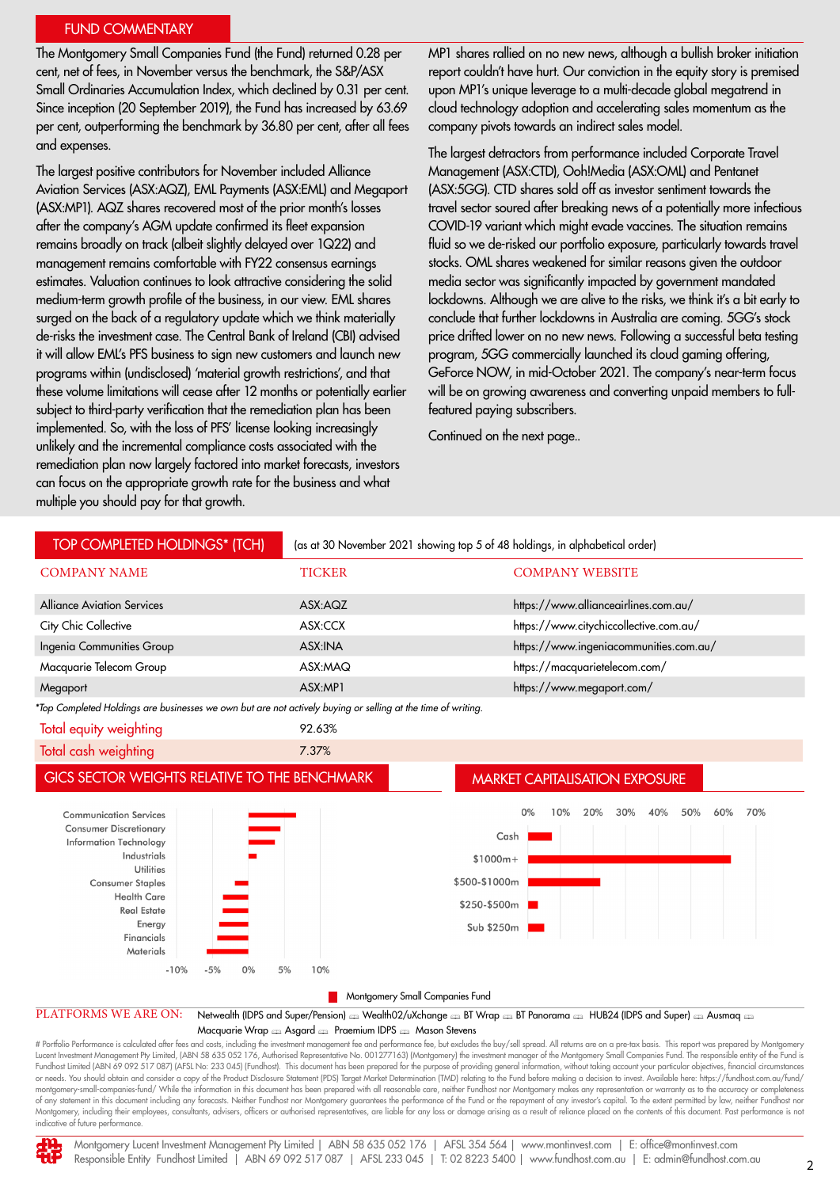## FUND COMMENTARY

The Montgomery Small Companies Fund (the Fund) returned 0.28 per cent, net of fees, in November versus the benchmark, the S&P/ASX Small Ordinaries Accumulation Index, which declined by 0.31 per cent. Since inception (20 September 2019), the Fund has increased by 63.69 per cent, outperforming the benchmark by 36.80 per cent, after all fees and expenses.

The largest positive contributors for November included Alliance Aviation Services (ASX:AQZ), EML Payments (ASX:EML) and Megaport (ASX:MP1). AQZ shares recovered most of the prior month's losses after the company's AGM update confirmed its fleet expansion remains broadly on track (albeit slightly delayed over 1Q22) and management remains comfortable with FY22 consensus earnings estimates. Valuation continues to look attractive considering the solid medium-term growth profile of the business, in our view. EML shares surged on the back of a regulatory update which we think materially de-risks the investment case. The Central Bank of Ireland (CBI) advised it will allow EML's PFS business to sign new customers and launch new programs within (undisclosed) 'material growth restrictions', and that these volume limitations will cease after 12 months or potentially earlier subject to third-party verification that the remediation plan has been implemented. So, with the loss of PFS' license looking increasingly unlikely and the incremental compliance costs associated with the remediation plan now largely factored into market forecasts, investors can focus on the appropriate growth rate for the business and what multiple you should pay for that growth.

MP1 shares rallied on no new news, although a bullish broker initiation report couldn't have hurt. Our conviction in the equity story is premised upon MP1's unique leverage to a multi-decade global megatrend in cloud technology adoption and accelerating sales momentum as the company pivots towards an indirect sales model.

The largest detractors from performance included Corporate Travel Management (ASX:CTD), Ooh!Media (ASX:OML) and Pentanet (ASX:5GG). CTD shares sold off as investor sentiment towards the travel sector soured after breaking news of a potentially more infectious COVID-19 variant which might evade vaccines. The situation remains fluid so we de-risked our portfolio exposure, particularly towards travel stocks. OML shares weakened for similar reasons given the outdoor media sector was significantly impacted by government mandated lockdowns. Although we are alive to the risks, we think it's a bit early to conclude that further lockdowns in Australia are coming. 5GG's stock price drifted lower on no new news. Following a successful beta testing program, 5GG commercially launched its cloud gaming offering, GeForce NOW, in mid-October 2021. The company's near-term focus will be on growing awareness and converting unpaid members to full-featured paying subscribers.

Continued on the next page..

## TOP COMPLETED HOLDINGS* (TCH)

(as at 30 November 2021 showing top 5 of 48 holdings, in alphabetical order)

| COMPANY NAME | TICKER | COMPANY WEBSITE |
|---|---|---|
| Alliance Aviation Services | ASX:AQZ | https://www.allianceairlines.com.au/ |
| City Chic Collective | ASX:CCX | https://www.citychiccollective.com.au/ |
| Ingenia Communities Group | ASX:INA | https://www.ingeniacommunities.com.au/ |
| Macquarie Telecom Group | ASX:MAQ | https://macquarietelecom.com/ |
| Megaport | ASX:MP1 | https://www.megaport.com/ |

*\*Top Completed Holdings are businesses we own but are not actively buying or selling at the time of writing.*

| | |
|---|---|
| Total equity weighting | 92.63% |
| Total cash weighting | 7.37% |

## GICS SECTOR WEIGHTS RELATIVE TO THE BENCHMARK

Communication Services, Consumer Discretionary, Information Technology, Industrials, Utilities, Consumer Staples, Health Care, Real Estate, Energy, Financials, Materials (axis: -10%, -5%, 0%, 5%, 10%)

## MARKET CAPITALISATION EXPOSURE

Cash, $1000m+, $500-$1000m, $250-$500m, Sub $250m (axis: 0%, 10%, 20%, 30%, 40%, 50%, 60%, 70%)

Montgomery Small Companies Fund

**PLATFORMS WE ARE ON:** Netwealth (IDPS and Super/Pension) | Wealth02/uXchange | BT Wrap | BT Panorama | HUB24 (IDPS and Super) | Ausmaq | Macquarie Wrap | Asgard | Praemium IDPS | Mason Stevens

# Portfolio Performance is calculated after fees and costs, including the investment management fee and performance fee, but excludes the buy/sell spread. All returns are on a pre-tax basis. This report was prepared by Montgomery Lucent Investment Management Pty Limited, (ABN 58 635 052 176, Authorised Representative No. 001277163) (Montgomery) the investment manager of the Montgomery Small Companies Fund. The responsible entity of the Fund is Fundhost Limited (ABN 69 092 517 087) (AFSL No: 233 045) (Fundhost). This document has been prepared for the purpose of providing general information, without taking account your particular objectives, financial circumstances or needs. You should obtain and consider a copy of the Product Disclosure Statement (PDS) Target Market Determination (TMD) relating to the Fund before making a decision to invest. Available here: https://fundhost.com.au/fund/montgomery-small-companies-fund/ While the information in this document has been prepared with all reasonable care, neither Fundhost nor Montgomery makes any representation or warranty as to the accuracy or completeness of any statement in this document including any forecasts. Neither Fundhost nor Montgomery guarantees the performance of the Fund or the repayment of any investor's capital. To the extent permitted by law, neither Fundhost nor Montgomery, including their employees, consultants, advisers, officers or authorised representatives, are liable for any loss or damage arising as a result of reliance placed on the contents of this document. Past performance is not indicative of future performance.

Montgomery Lucent Investment Management Pty Limited | ABN 58 635 052 176 | AFSL 354 564 | www.montinvest.com | E: office@montinvest.com
Responsible Entity Fundhost Limited | ABN 69 092 517 087 | AFSL 233 045 | T: 02 8223 5400 | www.fundhost.com.au | E: admin@fundhost.com.au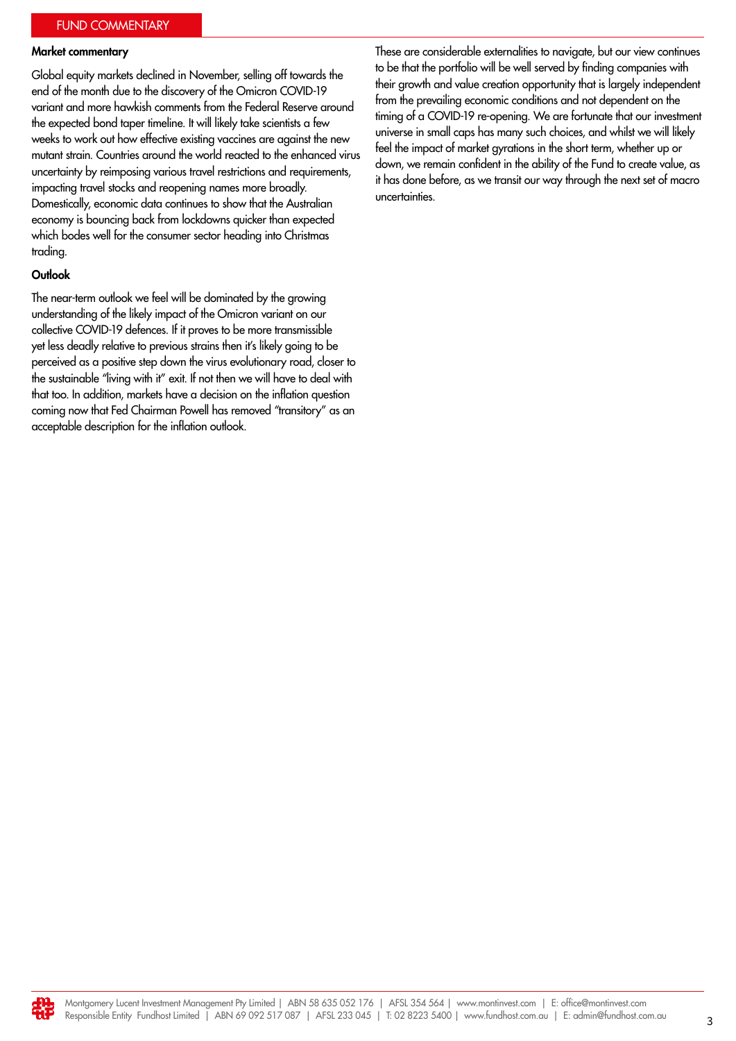## FUND COMMENTARY

### Market commentary

Global equity markets declined in November, selling off towards the end of the month due to the discovery of the Omicron COVID-19 variant and more hawkish comments from the Federal Reserve around the expected bond taper timeline. It will likely take scientists a few weeks to work out how effective existing vaccines are against the new mutant strain. Countries around the world reacted to the enhanced virus uncertainty by reimposing various travel restrictions and requirements, impacting travel stocks and reopening names more broadly. Domestically, economic data continues to show that the Australian economy is bouncing back from lockdowns quicker than expected which bodes well for the consumer sector heading into Christmas trading.

### Outlook

The near-term outlook we feel will be dominated by the growing understanding of the likely impact of the Omicron variant on our collective COVID-19 defences. If it proves to be more transmissible yet less deadly relative to previous strains then it's likely going to be perceived as a positive step down the virus evolutionary road, closer to the sustainable "living with it" exit. If not then we will have to deal with that too. In addition, markets have a decision on the inflation question coming now that Fed Chairman Powell has removed "transitory" as an acceptable description for the inflation outlook.

These are considerable externalities to navigate, but our view continues to be that the portfolio will be well served by finding companies with their growth and value creation opportunity that is largely independent from the prevailing economic conditions and not dependent on the timing of a COVID-19 re-opening. We are fortunate that our investment universe in small caps has many such choices, and whilst we will likely feel the impact of market gyrations in the short term, whether up or down, we remain confident in the ability of the Fund to create value, as it has done before, as we transit our way through the next set of macro uncertainties.